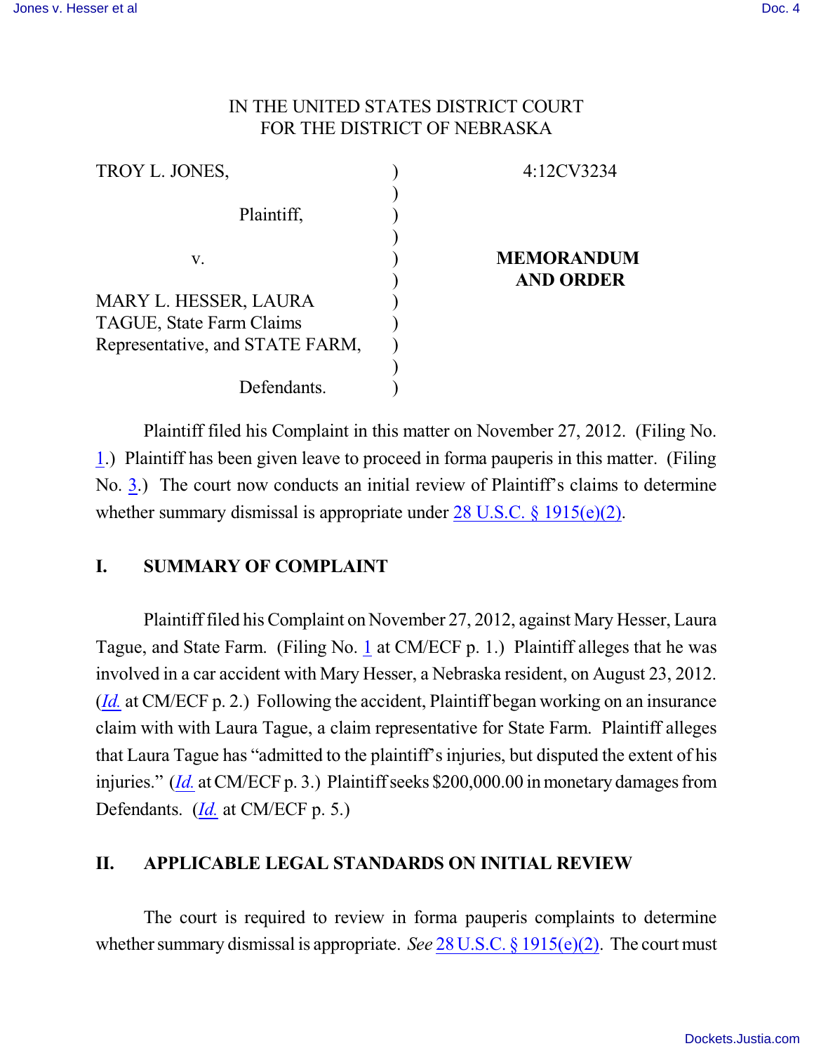IN THE UNITED STATES DISTRICT COURT
FOR THE DISTRICT OF NEBRASKA

| | | |
|---|---|---|
| TROY L. JONES, Plaintiff, | ) | 4:12CV3234 |
| v. | ) | **MEMORANDUM AND ORDER** |
| MARY L. HESSER, LAURA TAGUE, State Farm Claims Representative, and STATE FARM, Defendants. | ) | |

Plaintiff filed his Complaint in this matter on November 27, 2012. (Filing No. 1.) Plaintiff has been given leave to proceed in forma pauperis in this matter. (Filing No. 3.) The court now conducts an initial review of Plaintiff's claims to determine whether summary dismissal is appropriate under 28 U.S.C. § 1915(e)(2).

## I. SUMMARY OF COMPLAINT

Plaintiff filed his Complaint on November 27, 2012, against Mary Hesser, Laura Tague, and State Farm. (Filing No. 1 at CM/ECF p. 1.) Plaintiff alleges that he was involved in a car accident with Mary Hesser, a Nebraska resident, on August 23, 2012. (*Id.* at CM/ECF p. 2.) Following the accident, Plaintiff began working on an insurance claim with with Laura Tague, a claim representative for State Farm. Plaintiff alleges that Laura Tague has "admitted to the plaintiff's injuries, but disputed the extent of his injuries." (*Id.* at CM/ECF p. 3.) Plaintiff seeks $200,000.00 in monetary damages from Defendants. (*Id.* at CM/ECF p. 5.)

## II. APPLICABLE LEGAL STANDARDS ON INITIAL REVIEW

The court is required to review in forma pauperis complaints to determine whether summary dismissal is appropriate. *See* 28 U.S.C. § 1915(e)(2). The court must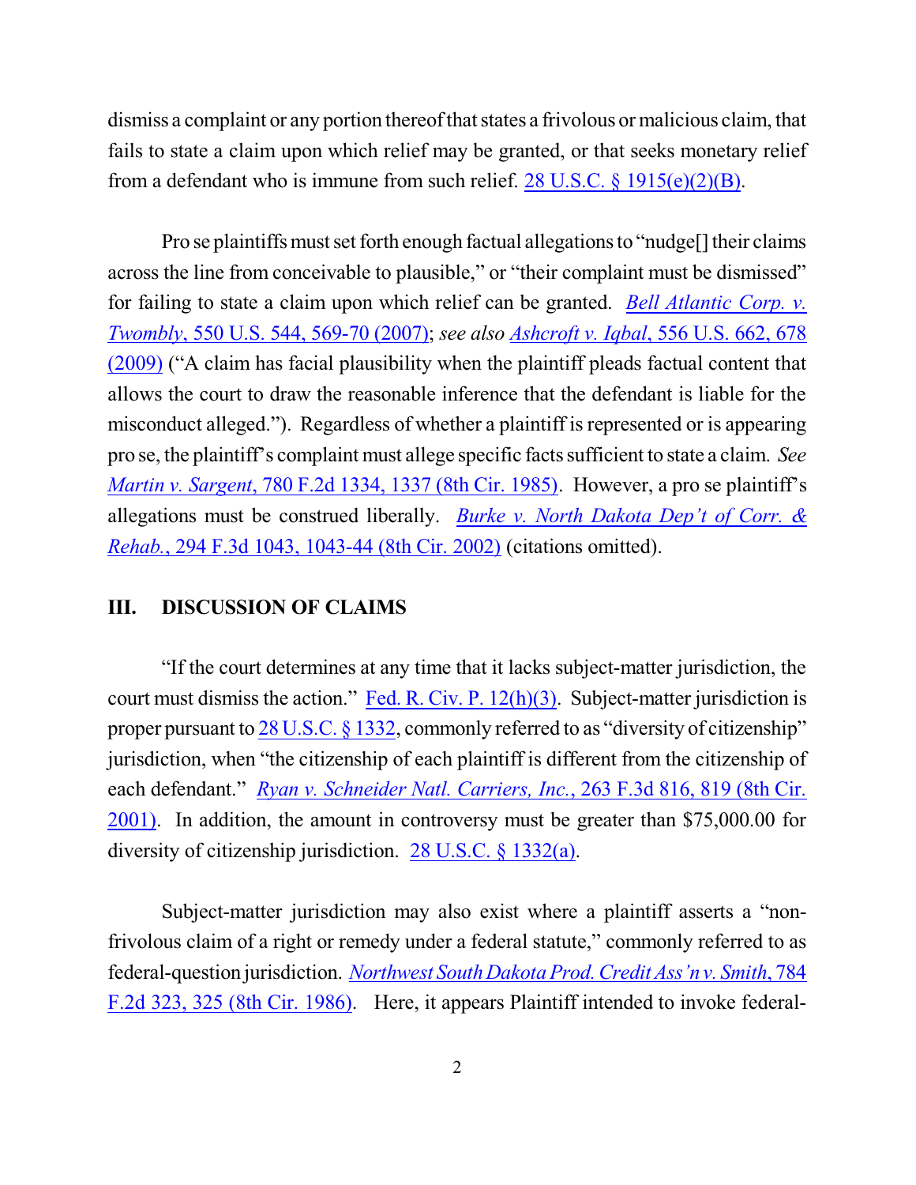dismiss a complaint or any portion thereof that states a frivolous or malicious claim, that fails to state a claim upon which relief may be granted, or that seeks monetary relief from a defendant who is immune from such relief. 28 U.S.C. § 1915(e)(2)(B).

Pro se plaintiffs must set forth enough factual allegations to "nudge[] their claims across the line from conceivable to plausible," or "their complaint must be dismissed" for failing to state a claim upon which relief can be granted. *Bell Atlantic Corp. v. Twombly*, 550 U.S. 544, 569-70 (2007); *see also* *Ashcroft v. Iqbal*, 556 U.S. 662, 678 (2009) ("A claim has facial plausibility when the plaintiff pleads factual content that allows the court to draw the reasonable inference that the defendant is liable for the misconduct alleged."). Regardless of whether a plaintiff is represented or is appearing pro se, the plaintiff's complaint must allege specific facts sufficient to state a claim. *See* *Martin v. Sargent*, 780 F.2d 1334, 1337 (8th Cir. 1985). However, a pro se plaintiff's allegations must be construed liberally. *Burke v. North Dakota Dep't of Corr. & Rehab.*, 294 F.3d 1043, 1043-44 (8th Cir. 2002) (citations omitted).

## III. DISCUSSION OF CLAIMS

"If the court determines at any time that it lacks subject-matter jurisdiction, the court must dismiss the action." Fed. R. Civ. P. 12(h)(3). Subject-matter jurisdiction is proper pursuant to 28 U.S.C. § 1332, commonly referred to as "diversity of citizenship" jurisdiction, when "the citizenship of each plaintiff is different from the citizenship of each defendant." *Ryan v. Schneider Natl. Carriers, Inc.*, 263 F.3d 816, 819 (8th Cir. 2001). In addition, the amount in controversy must be greater than $75,000.00 for diversity of citizenship jurisdiction. 28 U.S.C. § 1332(a).

Subject-matter jurisdiction may also exist where a plaintiff asserts a "non-frivolous claim of a right or remedy under a federal statute," commonly referred to as federal-question jurisdiction. *Northwest South Dakota Prod. Credit Ass'n v. Smith*, 784 F.2d 323, 325 (8th Cir. 1986). Here, it appears Plaintiff intended to invoke federal-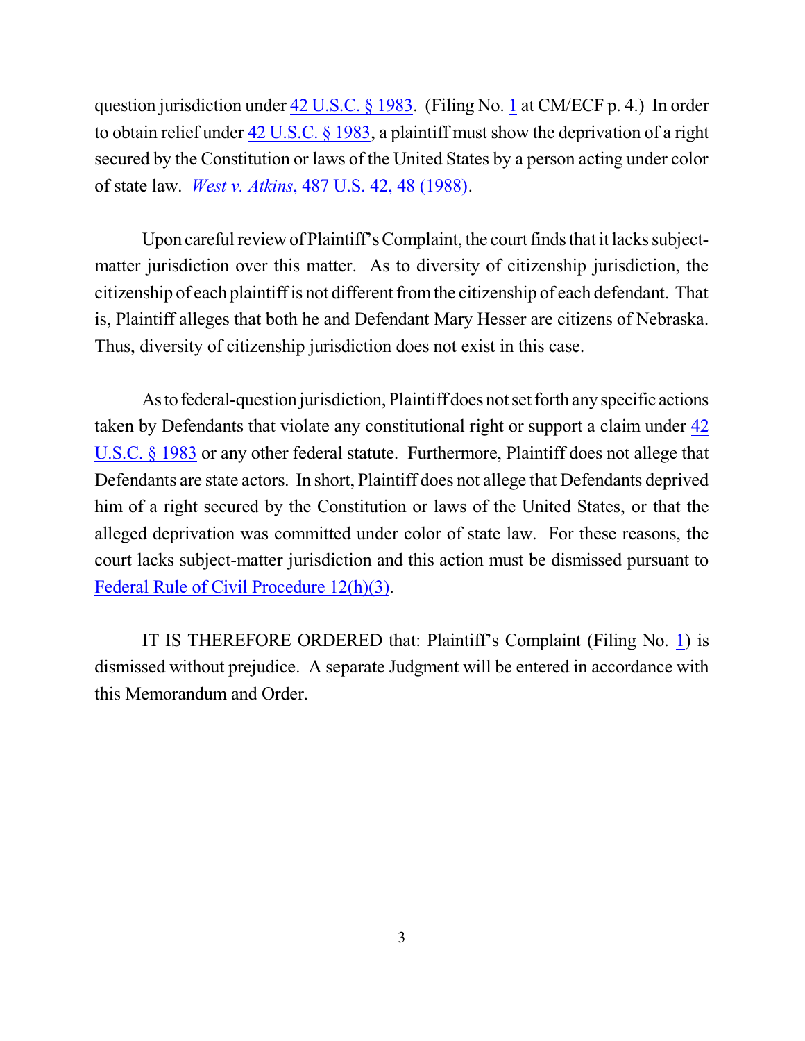question jurisdiction under 42 U.S.C. § 1983. (Filing No. 1 at CM/ECF p. 4.) In order to obtain relief under 42 U.S.C. § 1983, a plaintiff must show the deprivation of a right secured by the Constitution or laws of the United States by a person acting under color of state law. *West v. Atkins*, 487 U.S. 42, 48 (1988).

Upon careful review of Plaintiff's Complaint, the court finds that it lacks subject-matter jurisdiction over this matter. As to diversity of citizenship jurisdiction, the citizenship of each plaintiff is not different from the citizenship of each defendant. That is, Plaintiff alleges that both he and Defendant Mary Hesser are citizens of Nebraska. Thus, diversity of citizenship jurisdiction does not exist in this case.

As to federal-question jurisdiction, Plaintiff does not set forth any specific actions taken by Defendants that violate any constitutional right or support a claim under 42 U.S.C. § 1983 or any other federal statute. Furthermore, Plaintiff does not allege that Defendants are state actors. In short, Plaintiff does not allege that Defendants deprived him of a right secured by the Constitution or laws of the United States, or that the alleged deprivation was committed under color of state law. For these reasons, the court lacks subject-matter jurisdiction and this action must be dismissed pursuant to Federal Rule of Civil Procedure 12(h)(3).

IT IS THEREFORE ORDERED that: Plaintiff's Complaint (Filing No. 1) is dismissed without prejudice. A separate Judgment will be entered in accordance with this Memorandum and Order.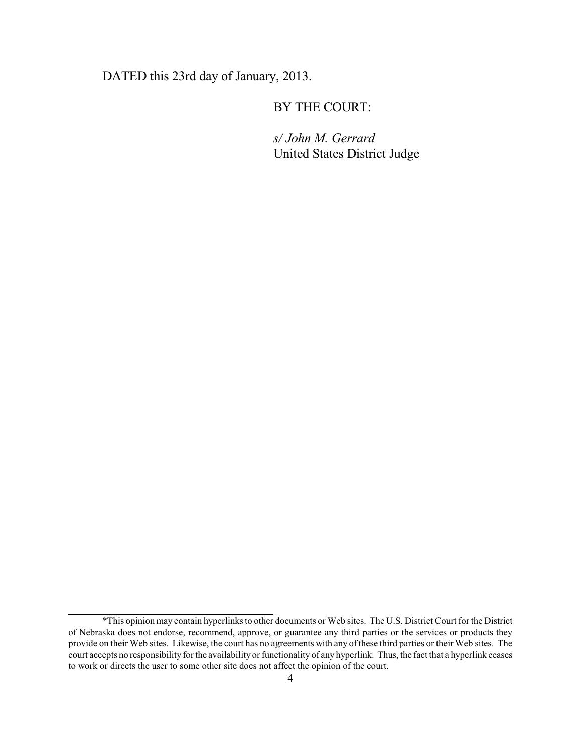DATED this 23rd day of January, 2013.

BY THE COURT:

*s/ John M. Gerrard*
United States District Judge

---

*This opinion may contain hyperlinks to other documents or Web sites. The U.S. District Court for the District of Nebraska does not endorse, recommend, approve, or guarantee any third parties or the services or products they provide on their Web sites. Likewise, the court has no agreements with any of these third parties or their Web sites. The court accepts no responsibility for the availability or functionality of any hyperlink. Thus, the fact that a hyperlink ceases to work or directs the user to some other site does not affect the opinion of the court.